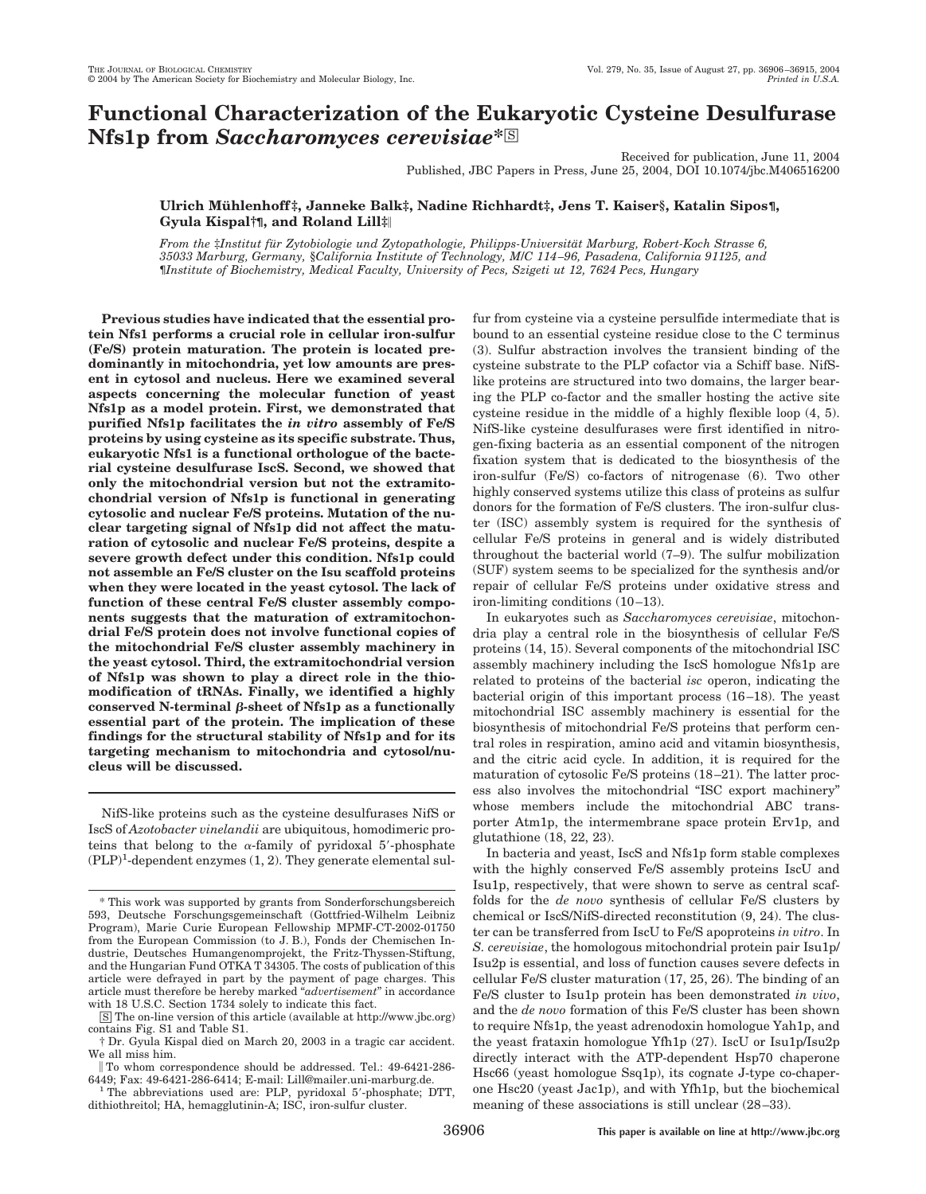# Functional Characterization of the Eukaryotic Cysteine Desulfurase Nfs1p from *Saccharomyces cerevisiae**[S]

Received for publication, June 11, 2004
Published, JBC Papers in Press, June 25, 2004, DOI 10.1074/jbc.M406516200

**Ulrich Mühlenhoff‡, Janneke Balk‡, Nadine Richhardt‡, Jens T. Kaiser§, Katalin Sipos¶, Gyula Kispal†¶, and Roland Lill‡‖**

*From the ‡Institut für Zytobiologie und Zytopathologie, Philipps-Universität Marburg, Robert-Koch Strasse 6, 35033 Marburg, Germany, §California Institute of Technology, M/C 114–96, Pasadena, California 91125, and ¶Institute of Biochemistry, Medical Faculty, University of Pecs, Szigeti ut 12, 7624 Pecs, Hungary*

**Previous studies have indicated that the essential protein Nfs1 performs a crucial role in cellular iron-sulfur (Fe/S) protein maturation. The protein is located predominantly in mitochondria, yet low amounts are present in cytosol and nucleus. Here we examined several aspects concerning the molecular function of yeast Nfs1p as a model protein. First, we demonstrated that purified Nfs1p facilitates the *in vitro* assembly of Fe/S proteins by using cysteine as its specific substrate. Thus, eukaryotic Nfs1 is a functional orthologue of the bacterial cysteine desulfurase IscS. Second, we showed that only the mitochondrial version but not the extramitochondrial version of Nfs1p is functional in generating cytosolic and nuclear Fe/S proteins. Mutation of the nuclear targeting signal of Nfs1p did not affect the maturation of cytosolic and nuclear Fe/S proteins, despite a severe growth defect under this condition. Nfs1p could not assemble an Fe/S cluster on the Isu scaffold proteins when they were located in the yeast cytosol. The lack of function of these central Fe/S cluster assembly components suggests that the maturation of extramitochondrial Fe/S protein does not involve functional copies of the mitochondrial Fe/S cluster assembly machinery in the yeast cytosol. Third, the extramitochondrial version of Nfs1p was shown to play a direct role in the thiomodification of tRNAs. Finally, we identified a highly conserved N-terminal β-sheet of Nfs1p as a functionally essential part of the protein. The implication of these findings for the structural stability of Nfs1p and for its targeting mechanism to mitochondria and cytosol/nucleus will be discussed.**

---

NifS-like proteins such as the cysteine desulfurases NifS or IscS of *Azotobacter vinelandii* are ubiquitous, homodimeric proteins that belong to the α-family of pyridoxal 5′-phosphate (PLP)[1]-dependent enzymes (1, 2). They generate elemental sulfur from cysteine via a cysteine persulfide intermediate that is bound to an essential cysteine residue close to the C terminus (3). Sulfur abstraction involves the transient binding of the cysteine substrate to the PLP cofactor via a Schiff base. NifS-like proteins are structured into two domains, the larger bearing the PLP co-factor and the smaller hosting the active site cysteine residue in the middle of a highly flexible loop (4, 5). NifS-like cysteine desulfurases were first identified in nitrogen-fixing bacteria as an essential component of the nitrogen fixation system that is dedicated to the biosynthesis of the iron-sulfur (Fe/S) co-factors of nitrogenase (6). Two other highly conserved systems utilize this class of proteins as sulfur donors for the formation of Fe/S clusters. The iron-sulfur cluster (ISC) assembly system is required for the synthesis of cellular Fe/S proteins in general and is widely distributed throughout the bacterial world (7–9). The sulfur mobilization (SUF) system seems to be specialized for the synthesis and/or repair of cellular Fe/S proteins under oxidative stress and iron-limiting conditions (10–13).

In eukaryotes such as *Saccharomyces cerevisiae*, mitochondria play a central role in the biosynthesis of cellular Fe/S proteins (14, 15). Several components of the mitochondrial ISC assembly machinery including the IscS homologue Nfs1p are related to proteins of the bacterial *isc* operon, indicating the bacterial origin of this important process (16–18). The yeast mitochondrial ISC assembly machinery is essential for the biosynthesis of mitochondrial Fe/S proteins that perform central roles in respiration, amino acid and vitamin biosynthesis, and the citric acid cycle. In addition, it is required for the maturation of cytosolic Fe/S proteins (18–21). The latter process also involves the mitochondrial "ISC export machinery" whose members include the mitochondrial ABC transporter Atm1p, the intermembrane space protein Erv1p, and glutathione (18, 22, 23).

In bacteria and yeast, IscS and Nfs1p form stable complexes with the highly conserved Fe/S assembly proteins IscU and Isu1p, respectively, that were shown to serve as central scaffolds for the *de novo* synthesis of cellular Fe/S clusters by chemical or IscS/NifS-directed reconstitution (9, 24). The cluster can be transferred from IscU to Fe/S apoproteins *in vitro*. In *S. cerevisiae*, the homologous mitochondrial protein pair Isu1p/Isu2p is essential, and loss of function causes severe defects in cellular Fe/S cluster maturation (17, 25, 26). The binding of an Fe/S cluster to Isu1p protein has been demonstrated *in vivo*, and the *de novo* formation of this Fe/S cluster has been shown to require Nfs1p, the yeast adrenodoxin homologue Yah1p, and the yeast frataxin homologue Yfh1p (27). IscU or Isu1p/Isu2p directly interact with the ATP-dependent Hsp70 chaperone Hsc66 (yeast homologue Ssq1p), its cognate J-type co-chaperone Hsc20 (yeast Jac1p), and with Yfh1p, but the biochemical meaning of these associations is still unclear (28–33).

---

* This work was supported by grants from Sonderforschungsbereich 593, Deutsche Forschungsgemeinschaft (Gottfried-Wilhelm Leibniz Program), Marie Curie European Fellowship MPMF-CT-2002-01750 from the European Commission (to J. B.), Fonds der Chemischen Industrie, Deutsches Humangenomprojekt, the Fritz-Thyssen-Stiftung, and the Hungarian Fund OTKA T 34305. The costs of publication of this article were defrayed in part by the payment of page charges. This article must therefore be hereby marked "*advertisement*" in accordance with 18 U.S.C. Section 1734 solely to indicate this fact.

[S] The on-line version of this article (available at http://www.jbc.org) contains Fig. S1 and Table S1.

† Dr. Gyula Kispal died on March 20, 2003 in a tragic car accident. We all miss him.

‖ To whom correspondence should be addressed. Tel.: 49-6421-286-6449; Fax: 49-6421-286-6414; E-mail: Lill@mailer.uni-marburg.de.

[1] The abbreviations used are: PLP, pyridoxal 5′-phosphate; DTT, dithiothreitol; HA, hemagglutinin-A; ISC, iron-sulfur cluster.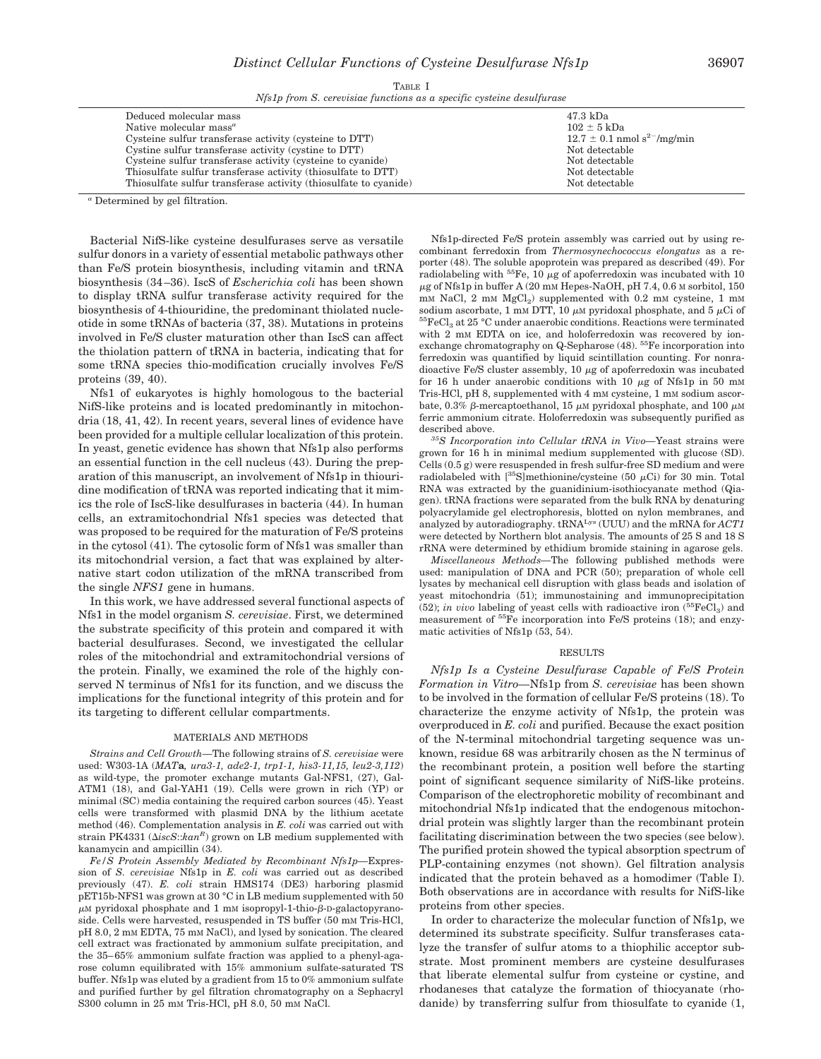TABLE I
*Nfs1p from S. cerevisiae functions as a specific cysteine desulfurase*

| | |
|---|---|
| Deduced molecular mass | 47.3 kDa |
| Native molecular mass[a] | 102 ± 5 kDa |
| Cysteine sulfur transferase activity (cysteine to DTT) | 12.7 ± 0.1 nmol $s^{2-}$/mg/min |
| Cystine sulfur transferase activity (cystine to DTT) | Not detectable |
| Cysteine sulfur transferase activity (cysteine to cyanide) | Not detectable |
| Thiosulfate sulfur transferase activity (thiosulfate to DTT) | Not detectable |
| Thiosulfate sulfur transferase activity (thiosulfate to cyanide) | Not detectable |

[a] Determined by gel filtration.

Bacterial NifS-like cysteine desulfurases serve as versatile sulfur donors in a variety of essential metabolic pathways other than Fe/S protein biosynthesis, including vitamin and tRNA biosynthesis (34–36). IscS of *Escherichia coli* has been shown to display tRNA sulfur transferase activity required for the biosynthesis of 4-thiouridine, the predominant thiolated nucleotide in some tRNAs of bacteria (37, 38). Mutations in proteins involved in Fe/S cluster maturation other than IscS can affect the thiolation pattern of tRNA in bacteria, indicating that for some tRNA species thio-modification crucially involves Fe/S proteins (39, 40).

Nfs1 of eukaryotes is highly homologous to the bacterial NifS-like proteins and is located predominantly in mitochondria (18, 41, 42). In recent years, several lines of evidence have been provided for a multiple cellular localization of this protein. In yeast, genetic evidence has shown that Nfs1p also performs an essential function in the cell nucleus (43). During the preparation of this manuscript, an involvement of Nfs1p in thiouridine modification of tRNA was reported indicating that it mimics the role of IscS-like desulfurases in bacteria (44). In human cells, an extramitochondrial Nfs1 species was detected that was proposed to be required for the maturation of Fe/S proteins in the cytosol (41). The cytosolic form of Nfs1 was smaller than its mitochondrial version, a fact that was explained by alternative start codon utilization of the mRNA transcribed from the single *NFS1* gene in humans.

In this work, we have addressed several functional aspects of Nfs1 in the model organism *S. cerevisiae*. First, we determined the substrate specificity of this protein and compared it with bacterial desulfurases. Second, we investigated the cellular roles of the mitochondrial and extramitochondrial versions of the protein. Finally, we examined the role of the highly conserved N terminus of Nfs1 for its function, and we discuss the implications for the functional integrity of this protein and for its targeting to different cellular compartments.

## MATERIALS AND METHODS

*Strains and Cell Growth*—The following strains of *S. cerevisiae* were used: W303-1A (*MAT***a***, ura3-1, ade2-1, trp1-1, his3-11,15, leu2-3,112*) as wild-type, the promoter exchange mutants Gal-NFS1, (27), Gal-ATM1 (18), and Gal-YAH1 (19). Cells were grown in rich (YP) or minimal (SC) media containing the required carbon sources (45). Yeast cells were transformed with plasmid DNA by the lithium acetate method (46). Complementation analysis in *E. coli* was carried out with strain PK4331 ($\Delta$*iscS*::*kan*$^R$) grown on LB medium supplemented with kanamycin and ampicillin (34).

*Fe/S Protein Assembly Mediated by Recombinant Nfs1p*—Expression of *S. cerevisiae* Nfs1p in *E. coli* was carried out as described previously (47). *E. coli* strain HMS174 (DE3) harboring plasmid pET15b-NFS1 was grown at 30 °C in LB medium supplemented with 50 μM pyridoxal phosphate and 1 mM isopropyl-1-thio-β-D-galactopyranoside. Cells were harvested, resuspended in TS buffer (50 mM Tris-HCl, pH 8.0, 2 mM EDTA, 75 mM NaCl), and lysed by sonication. The cleared cell extract was fractionated by ammonium sulfate precipitation, and the 35–65% ammonium sulfate fraction was applied to a phenyl-agarose column equilibrated with 15% ammonium sulfate-saturated TS buffer. Nfs1p was eluted by a gradient from 15 to 0% ammonium sulfate and purified further by gel filtration chromatography on a Sephacryl S300 column in 25 mM Tris-HCl, pH 8.0, 50 mM NaCl.

Nfs1p-directed Fe/S protein assembly was carried out by using recombinant ferredoxin from *Thermosynechococcus elongatus* as a reporter (48). The soluble apoprotein was prepared as described (49). For radiolabeling with $^{55}$Fe, 10 μg of apoferredoxin was incubated with 10 μg of Nfs1p in buffer A (20 mM Hepes-NaOH, pH 7.4, 0.6 M sorbitol, 150 mM NaCl, 2 mM $MgCl_2$) supplemented with 0.2 mM cysteine, 1 mM sodium ascorbate, 1 mM DTT, 10 μM pyridoxal phosphate, and 5 μCi of $^{55}FeCl_3$ at 25 °C under anaerobic conditions. Reactions were terminated with 2 mM EDTA on ice, and holoferredoxin was recovered by ion-exchange chromatography on Q-Sepharose (48). $^{55}$Fe incorporation into ferredoxin was quantified by liquid scintillation counting. For nonradioactive Fe/S cluster assembly, 10 μg of apoferredoxin was incubated for 16 h under anaerobic conditions with 10 μg of Nfs1p in 50 mM Tris-HCl, pH 8, supplemented with 4 mM cysteine, 1 mM sodium ascorbate, 0.3% β-mercaptoethanol, 15 μM pyridoxal phosphate, and 100 μM ferric ammonium citrate. Holoferredoxin was subsequently purified as described above.

*$^{35}$S Incorporation into Cellular tRNA in Vivo*—Yeast strains were grown for 16 h in minimal medium supplemented with glucose (SD). Cells (0.5 g) were resuspended in fresh sulfur-free SD medium and were radiolabeled with [$^{35}$S]methionine/cysteine (50 μCi) for 30 min. Total RNA was extracted by the guanidinium-isothiocyanate method (Qiagen). tRNA fractions were separated from the bulk RNA by denaturing polyacrylamide gel electrophoresis, blotted on nylon membranes, and analyzed by autoradiography. $tRNA^{Lys}$ (UUU) and the mRNA for *ACT1* were detected by Northern blot analysis. The amounts of 25 S and 18 S rRNA were determined by ethidium bromide staining in agarose gels.

*Miscellaneous Methods*—The following published methods were used: manipulation of DNA and PCR (50); preparation of whole cell lysates by mechanical cell disruption with glass beads and isolation of yeast mitochondria (51); immunostaining and immunoprecipitation (52); *in vivo* labeling of yeast cells with radioactive iron ($^{55}FeCl_3$) and measurement of $^{55}$Fe incorporation into Fe/S proteins (18); and enzymatic activities of Nfs1p (53, 54).

## RESULTS

*Nfs1p Is a Cysteine Desulfurase Capable of Fe/S Protein Formation in Vitro*—Nfs1p from *S. cerevisiae* has been shown to be involved in the formation of cellular Fe/S proteins (18). To characterize the enzyme activity of Nfs1p, the protein was overproduced in *E. coli* and purified. Because the exact position of the N-terminal mitochondrial targeting sequence was unknown, residue 68 was arbitrarily chosen as the N terminus of the recombinant protein, a position well before the starting point of significant sequence similarity of NifS-like proteins. Comparison of the electrophoretic mobility of recombinant and mitochondrial Nfs1p indicated that the endogenous mitochondrial protein was slightly larger than the recombinant protein facilitating discrimination between the two species (see below). The purified protein showed the typical absorption spectrum of PLP-containing enzymes (not shown). Gel filtration analysis indicated that the protein behaved as a homodimer (Table I). Both observations are in accordance with results for NifS-like proteins from other species.

In order to characterize the molecular function of Nfs1p, we determined its substrate specificity. Sulfur transferases catalyze the transfer of sulfur atoms to a thiophilic acceptor substrate. Most prominent members are cysteine desulfurases that liberate elemental sulfur from cysteine or cystine, and rhodaneses that catalyze the formation of thiocyanate (rhodanide) by transferring sulfur from thiosulfate to cyanide (1,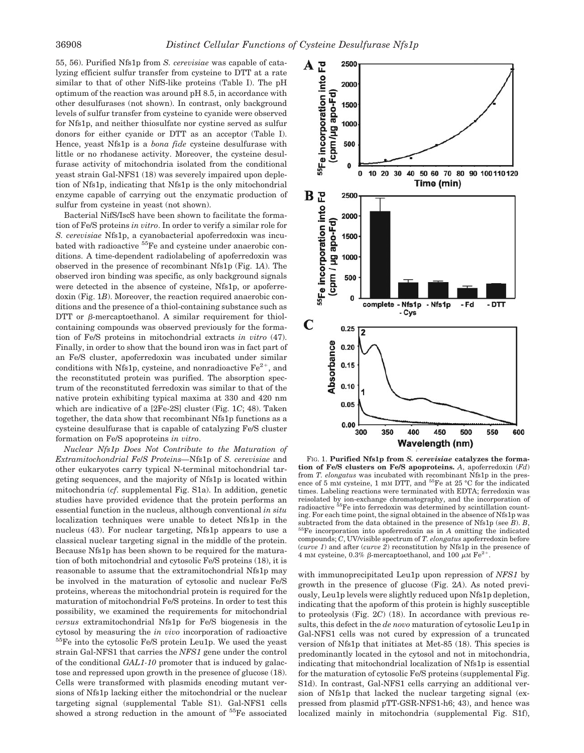55, 56). Purified Nfs1p from *S. cerevisiae* was capable of catalyzing efficient sulfur transfer from cysteine to DTT at a rate similar to that of other NifS-like proteins (Table I). The pH optimum of the reaction was around pH 8.5, in accordance with other desulfurases (not shown). In contrast, only background levels of sulfur transfer from cysteine to cyanide were observed for Nfs1p, and neither thiosulfate nor cystine served as sulfur donors for either cyanide or DTT as an acceptor (Table I). Hence, yeast Nfs1p is a *bona fide* cysteine desulfurase with little or no rhodanese activity. Moreover, the cysteine desulfurase activity of mitochondria isolated from the conditional yeast strain Gal-NFS1 (18) was severely impaired upon depletion of Nfs1p, indicating that Nfs1p is the only mitochondrial enzyme capable of carrying out the enzymatic production of sulfur from cysteine in yeast (not shown).

Bacterial NifS/IscS have been shown to facilitate the formation of Fe/S proteins *in vitro*. In order to verify a similar role for *S. cerevisiae* Nfs1p, a cyanobacterial apoferredoxin was incubated with radioactive $^{55}$Fe and cysteine under anaerobic conditions. A time-dependent radiolabeling of apoferredoxin was observed in the presence of recombinant Nfs1p (Fig. 1*A*). The observed iron binding was specific, as only background signals were detected in the absence of cysteine, Nfs1p, or apoferredoxin (Fig. 1*B*). Moreover, the reaction required anaerobic conditions and the presence of a thiol-containing substance such as DTT or β-mercaptoethanol. A similar requirement for thiol-containing compounds was observed previously for the formation of Fe/S proteins in mitochondrial extracts *in vitro* (47). Finally, in order to show that the bound iron was in fact part of an Fe/S cluster, apoferredoxin was incubated under similar conditions with Nfs1p, cysteine, and nonradioactive $Fe^{2+}$, and the reconstituted protein was purified. The absorption spectrum of the reconstituted ferredoxin was similar to that of the native protein exhibiting typical maxima at 330 and 420 nm which are indicative of a [2Fe-2S] cluster (Fig. 1*C*; 48). Taken together, the data show that recombinant Nfs1p functions as a cysteine desulfurase that is capable of catalyzing Fe/S cluster formation on Fe/S apoproteins *in vitro*.

*Nuclear Nfs1p Does Not Contribute to the Maturation of Extramitochondrial Fe/S Proteins*—Nfs1p of *S. cerevisiae* and other eukaryotes carry typical N-terminal mitochondrial targeting sequences, and the majority of Nfs1p is located within mitochondria (*cf*. supplemental Fig. S1a). In addition, genetic studies have provided evidence that the protein performs an essential function in the nucleus, although conventional *in situ* localization techniques were unable to detect Nfs1p in the nucleus (43). For nuclear targeting, Nfs1p appears to use a classical nuclear targeting signal in the middle of the protein. Because Nfs1p has been shown to be required for the maturation of both mitochondrial and cytosolic Fe/S proteins (18), it is reasonable to assume that the extramitochondrial Nfs1p may be involved in the maturation of cytosolic and nuclear Fe/S proteins, whereas the mitochondrial protein is required for the maturation of mitochondrial Fe/S proteins. In order to test this possibility, we examined the requirements for mitochondrial *versus* extramitochondrial Nfs1p for Fe/S biogenesis in the cytosol by measuring the *in vivo* incorporation of radioactive $^{55}$Fe into the cytosolic Fe/S protein Leu1p. We used the yeast strain Gal-NFS1 that carries the *NFS1* gene under the control of the conditional *GAL1-10* promoter that is induced by galactose and repressed upon growth in the presence of glucose (18). Cells were transformed with plasmids encoding mutant versions of Nfs1p lacking either the mitochondrial or the nuclear targeting signal (supplemental Table S1). Gal-NFS1 cells showed a strong reduction in the amount of $^{55}$Fe associated with immunoprecipitated Leu1p upon repression of *NFS1* by growth in the presence of glucose (Fig. 2*A*). As noted previously, Leu1p levels were slightly reduced upon Nfs1p depletion, indicating that the apoform of this protein is highly susceptible to proteolysis (Fig. 2*C*) (18). In accordance with previous results, this defect in the *de novo* maturation of cytosolic Leu1p in Gal-NFS1 cells was not cured by expression of a truncated version of Nfs1p that initiates at Met-85 (18). This species is predominantly located in the cytosol and not in mitochondria, indicating that mitochondrial localization of Nfs1p is essential for the maturation of cytosolic Fe/S proteins (supplemental Fig. S1d). In contrast, Gal-NFS1 cells carrying an additional version of Nfs1p that lacked the nuclear targeting signal (expressed from plasmid pTT-GSR-NFS1-h6; 43), and hence was localized mainly in mitochondria (supplemental Fig. S1f),

FIG. 1. **Purified Nfs1p from *S. cerevisiae* catalyzes the formation of Fe/S clusters on Fe/S apoproteins.** *A*, apoferredoxin (*Fd*) from *T. elongatus* was incubated with recombinant Nfs1p in the presence of 5 mM cysteine, 1 mM DTT, and $^{55}$Fe at 25 °C for the indicated times. Labeling reactions were terminated with EDTA; ferredoxin was reisolated by ion-exchange chromatography, and the incorporation of radioactive $^{55}$Fe into ferredoxin was determined by scintillation counting. For each time point, the signal obtained in the absence of Nfs1p was subtracted from the data obtained in the presence of Nfs1p (see *B*). *B*, $^{55}$Fe incorporation into apoferredoxin as in *A* omitting the indicated compounds; *C*, UV/visible spectrum of *T. elongatus* apoferredoxin before (*curve 1*) and after (*curve 2*) reconstitution by Nfs1p in the presence of 4 mM cysteine, 0.3% β-mercaptoethanol, and 100 μM $Fe^{2+}$.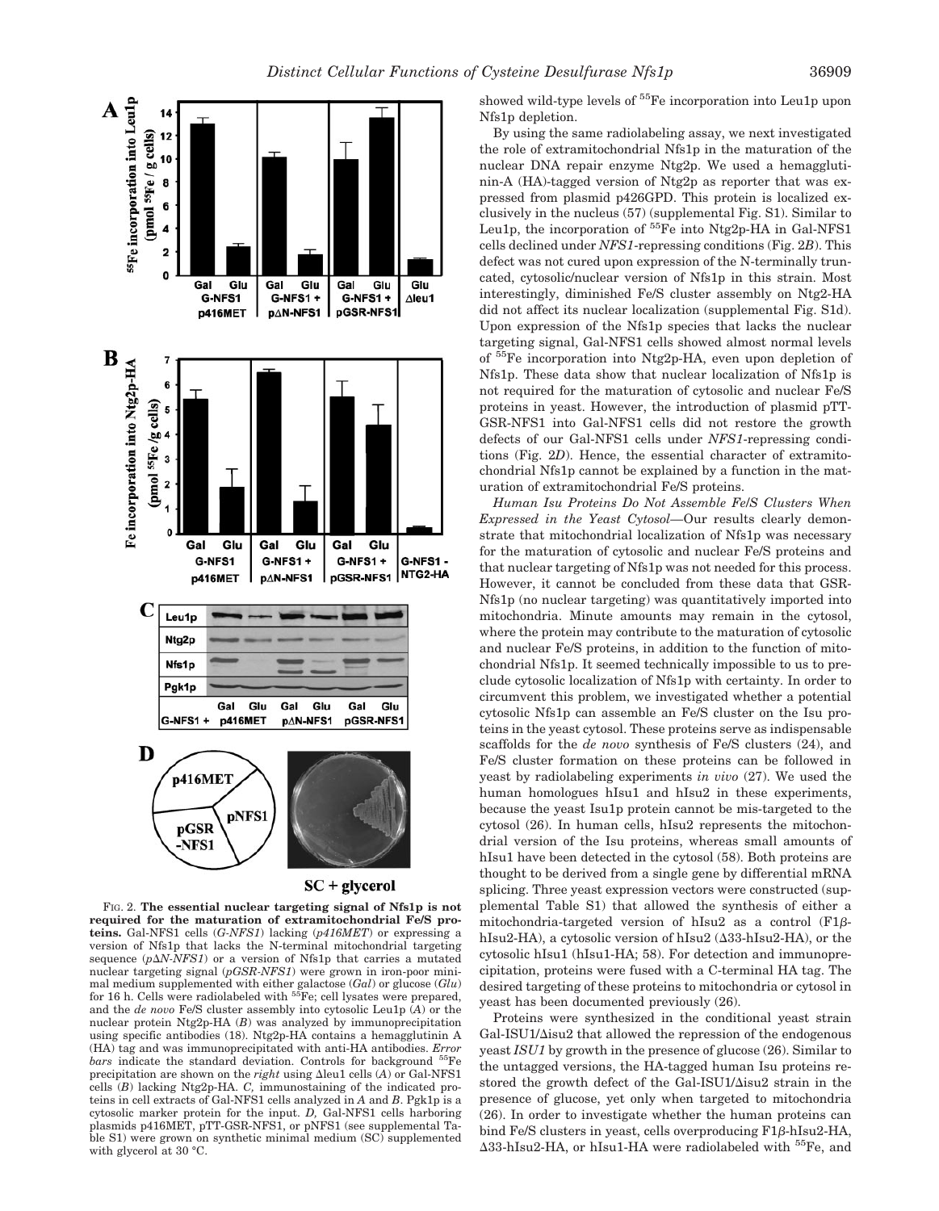FIG. 2. **The essential nuclear targeting signal of Nfs1p is not required for the maturation of extramitochondrial Fe/S proteins.** Gal-NFS1 cells (*G-NFS1*) lacking (*p416MET*) or expressing a version of Nfs1p that lacks the N-terminal mitochondrial targeting sequence (*pΔN-NFS1*) or a version of Nfs1p that carries a mutated nuclear targeting signal (*pGSR-NFS1*) were grown in iron-poor minimal medium supplemented with either galactose (*Gal*) or glucose (*Glu*) for 16 h. Cells were radiolabeled with $^{55}$Fe; cell lysates were prepared, and the *de novo* Fe/S cluster assembly into cytosolic Leu1p (*A*) or the nuclear protein Ntg2p-HA (*B*) was analyzed by immunoprecipitation using specific antibodies (18). Ntg2p-HA contains a hemagglutinin A (HA) tag and was immunoprecipitated with anti-HA antibodies. *Error bars* indicate the standard deviation. Controls for background $^{55}$Fe precipitation are shown on the *right* using Δleu1 cells (*A*) or Gal-NFS1 cells (*B*) lacking Ntg2p-HA. *C,* immunostaining of the indicated proteins in cell extracts of Gal-NFS1 cells analyzed in *A* and *B*. Pgk1p is a cytosolic marker protein for the input. *D,* Gal-NFS1 cells harboring plasmids p416MET, pTT-GSR-NFS1, or pNFS1 (see supplemental Table S1) were grown on synthetic minimal medium (SC) supplemented with glycerol at 30 °C.

showed wild-type levels of $^{55}$Fe incorporation into Leu1p upon Nfs1p depletion.

By using the same radiolabeling assay, we next investigated the role of extramitochondrial Nfs1p in the maturation of the nuclear DNA repair enzyme Ntg2p. We used a hemagglutinin-A (HA)-tagged version of Ntg2p as reporter that was expressed from plasmid p426GPD. This protein is localized exclusively in the nucleus (57) (supplemental Fig. S1). Similar to Leu1p, the incorporation of $^{55}$Fe into Ntg2p-HA in Gal-NFS1 cells declined under *NFS1*-repressing conditions (Fig. 2*B*). This defect was not cured upon expression of the N-terminally truncated, cytosolic/nuclear version of Nfs1p in this strain. Most interestingly, diminished Fe/S cluster assembly on Ntg2-HA did not affect its nuclear localization (supplemental Fig. S1d). Upon expression of the Nfs1p species that lacks the nuclear targeting signal, Gal-NFS1 cells showed almost normal levels of $^{55}$Fe incorporation into Ntg2p-HA, even upon depletion of Nfs1p. These data show that nuclear localization of Nfs1p is not required for the maturation of cytosolic and nuclear Fe/S proteins in yeast. However, the introduction of plasmid pTT-GSR-NFS1 into Gal-NFS1 cells did not restore the growth defects of our Gal-NFS1 cells under *NFS1*-repressing conditions (Fig. 2*D*). Hence, the essential character of extramitochondrial Nfs1p cannot be explained by a function in the maturation of extramitochondrial Fe/S proteins.

*Human Isu Proteins Do Not Assemble Fe/S Clusters When Expressed in the Yeast Cytosol*—Our results clearly demonstrate that mitochondrial localization of Nfs1p was necessary for the maturation of cytosolic and nuclear Fe/S proteins and that nuclear targeting of Nfs1p was not needed for this process. However, it cannot be concluded from these data that GSR-Nfs1p (no nuclear targeting) was quantitatively imported into mitochondria. Minute amounts may remain in the cytosol, where the protein may contribute to the maturation of cytosolic and nuclear Fe/S proteins, in addition to the function of mitochondrial Nfs1p. It seemed technically impossible to us to preclude cytosolic localization of Nfs1p with certainty. In order to circumvent this problem, we investigated whether a potential cytosolic Nfs1p can assemble an Fe/S cluster on the Isu proteins in the yeast cytosol. These proteins serve as indispensable scaffolds for the *de novo* synthesis of Fe/S clusters (24), and Fe/S cluster formation on these proteins can be followed in yeast by radiolabeling experiments *in vivo* (27). We used the human homologues hIsu1 and hIsu2 in these experiments, because the yeast Isu1p protein cannot be mis-targeted to the cytosol (26). In human cells, hIsu2 represents the mitochondrial version of the Isu proteins, whereas small amounts of hIsu1 have been detected in the cytosol (58). Both proteins are thought to be derived from a single gene by differential mRNA splicing. Three yeast expression vectors were constructed (supplemental Table S1) that allowed the synthesis of either a mitochondria-targeted version of hIsu2 as a control (F1β-hIsu2-HA), a cytosolic version of hIsu2 (Δ33-hIsu2-HA), or the cytosolic hIsu1 (hIsu1-HA; 58). For detection and immunoprecipitation, proteins were fused with a C-terminal HA tag. The desired targeting of these proteins to mitochondria or cytosol in yeast has been documented previously (26).

Proteins were synthesized in the conditional yeast strain Gal-ISU1/Δisu2 that allowed the repression of the endogenous yeast *ISU1* by growth in the presence of glucose (26). Similar to the untagged versions, the HA-tagged human Isu proteins restored the growth defect of the Gal-ISU1/Δisu2 strain in the presence of glucose, yet only when targeted to mitochondria (26). In order to investigate whether the human proteins can bind Fe/S clusters in yeast, cells overproducing F1β-hIsu2-HA, Δ33-hIsu2-HA, or hIsu1-HA were radiolabeled with $^{55}$Fe, and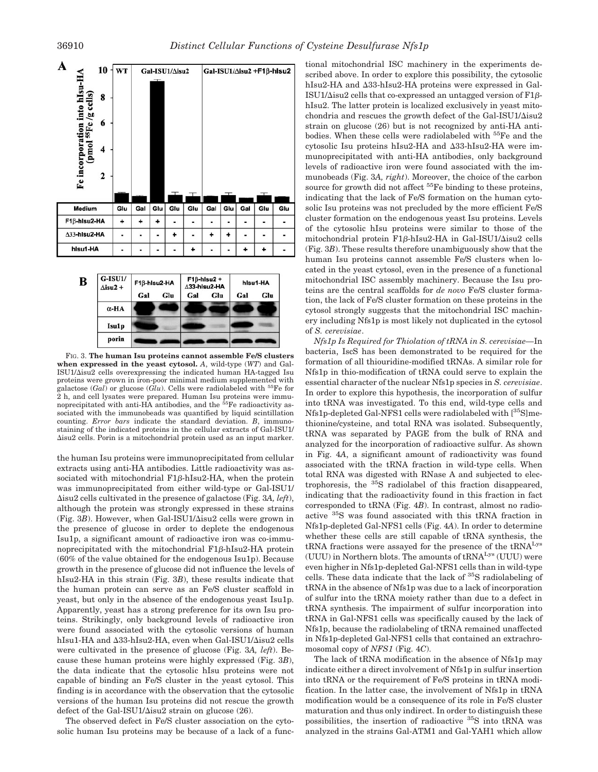| Medium | Glu | Gal | Glu | Glu | Glu | Gal | Glu | Gal | Glu | Glu |
|---|---|---|---|---|---|---|---|---|---|---|
| F1β-hIsu2-HA | + | + | + | - | - | - | - | - | - | - |
| Δ33-hIsu2-HA | - | - | - | + | - | + | + | - | - | - |
| hIsu1-HA | - | - | - | - | + | - | - | + | + | - |

Fig. 3. **The human Isu proteins cannot assemble Fe/S clusters when expressed in the yeast cytosol.** *A*, wild-type (*WT*) and Gal-ISU1/Δisu2 cells overexpressing the indicated human HA-tagged Isu proteins were grown in iron-poor minimal medium supplemented with galactose (*Gal*) or glucose (*Glu*). Cells were radiolabeled with $^{55}$Fe for 2 h, and cell lysates were prepared. Human Isu proteins were immunoprecipitated with anti-HA antibodies, and the $^{55}$Fe radioactivity associated with the immunobeads was quantified by liquid scintillation counting. *Error bars* indicate the standard deviation. *B*, immunostaining of the indicated proteins in the cellular extracts of Gal-ISU1/Δisu2 cells. Porin is a mitochondrial protein used as an input marker.

the human Isu proteins were immunoprecipitated from cellular extracts using anti-HA antibodies. Little radioactivity was associated with mitochondrial F1β-hIsu2-HA, when the protein was immunoprecipitated from either wild-type or Gal-ISU1/Δisu2 cells cultivated in the presence of galactose (Fig. 3*A, left*), although the protein was strongly expressed in these strains (Fig. 3*B*). However, when Gal-ISU1/Δisu2 cells were grown in the presence of glucose in order to deplete the endogenous Isu1p, a significant amount of radioactive iron was co-immunoprecipitated with the mitochondrial F1β-hIsu2-HA protein (60% of the value obtained for the endogenous Isu1p). Because growth in the presence of glucose did not influence the levels of hIsu2-HA in this strain (Fig. 3*B*), these results indicate that the human protein can serve as an Fe/S cluster scaffold in yeast, but only in the absence of the endogenous yeast Isu1p. Apparently, yeast has a strong preference for its own Isu proteins. Strikingly, only background levels of radioactive iron were found associated with the cytosolic versions of human hIsu1-HA and Δ33-hIsu2-HA, even when Gal-ISU1/Δisu2 cells were cultivated in the presence of glucose (Fig. 3*A, left*). Because these human proteins were highly expressed (Fig. 3*B*), the data indicate that the cytosolic hIsu proteins were not capable of binding an Fe/S cluster in the yeast cytosol. This finding is in accordance with the observation that the cytosolic versions of the human Isu proteins did not rescue the growth defect of the Gal-ISU1/Δisu2 strain on glucose (26).

The observed defect in Fe/S cluster association on the cytosolic human Isu proteins may be because of a lack of a functional mitochondrial ISC machinery in the experiments described above. In order to explore this possibility, the cytosolic hIsu2-HA and Δ33-hIsu2-HA proteins were expressed in Gal-ISU1/Δisu2 cells that co-expressed an untagged version of F1β-hIsu2. The latter protein is localized exclusively in yeast mitochondria and rescues the growth defect of the Gal-ISU1/Δisu2 strain on glucose (26) but is not recognized by anti-HA antibodies. When these cells were radiolabeled with $^{55}$Fe and the cytosolic Isu proteins hIsu2-HA and Δ33-hIsu2-HA were immunoprecipitated with anti-HA antibodies, only background levels of radioactive iron were found associated with the immunobeads (Fig. 3*A, right*). Moreover, the choice of the carbon source for growth did not affect $^{55}$Fe binding to these proteins, indicating that the lack of Fe/S formation on the human cytosolic Isu proteins was not precluded by the more efficient Fe/S cluster formation on the endogenous yeast Isu proteins. Levels of the cytosolic hIsu proteins were similar to those of the mitochondrial protein F1β-hIsu2-HA in Gal-ISU1/Δisu2 cells (Fig. 3*B*). These results therefore unambiguously show that the human Isu proteins cannot assemble Fe/S clusters when located in the yeast cytosol, even in the presence of a functional mitochondrial ISC assembly machinery. Because the Isu proteins are the central scaffolds for *de novo* Fe/S cluster formation, the lack of Fe/S cluster formation on these proteins in the cytosol strongly suggests that the mitochondrial ISC machinery including Nfs1p is most likely not duplicated in the cytosol of *S. cerevisiae*.

*Nfs1p Is Required for Thiolation of tRNA in S. cerevisiae*—In bacteria, IscS has been demonstrated to be required for the formation of all thiouridine-modified tRNAs. A similar role for Nfs1p in thio-modification of tRNA could serve to explain the essential character of the nuclear Nfs1p species in *S. cerevisiae*. In order to explore this hypothesis, the incorporation of sulfur into tRNA was investigated. To this end, wild-type cells and Nfs1p-depleted Gal-NFS1 cells were radiolabeled with [$^{35}$S]methionine/cysteine, and total RNA was isolated. Subsequently, tRNA was separated by PAGE from the bulk of RNA and analyzed for the incorporation of radioactive sulfur. As shown in Fig. 4*A*, a significant amount of radioactivity was found associated with the tRNA fraction in wild-type cells. When total RNA was digested with RNase A and subjected to electrophoresis, the $^{35}$S radiolabel of this fraction disappeared, indicating that the radioactivity found in this fraction in fact corresponded to tRNA (Fig. 4*B*). In contrast, almost no radioactive $^{35}$S was found associated with this tRNA fraction in Nfs1p-depleted Gal-NFS1 cells (Fig. 4*A*). In order to determine whether these cells are still capable of tRNA synthesis, the tRNA fractions were assayed for the presence of the tRNA$^{Lys}$ (UUU) in Northern blots. The amounts of tRNA$^{Lys}$ (UUU) were even higher in Nfs1p-depleted Gal-NFS1 cells than in wild-type cells. These data indicate that the lack of $^{35}$S radiolabeling of tRNA in the absence of Nfs1p was due to a lack of incorporation of sulfur into the tRNA moiety rather than due to a defect in tRNA synthesis. The impairment of sulfur incorporation into tRNA in Gal-NFS1 cells was specifically caused by the lack of Nfs1p, because the radiolabeling of tRNA remained unaffected in Nfs1p-depleted Gal-NFS1 cells that contained an extrachromosomal copy of *NFS1* (Fig. 4*C*).

The lack of tRNA modification in the absence of Nfs1p may indicate either a direct involvement of Nfs1p in sulfur insertion into tRNA or the requirement of Fe/S proteins in tRNA modification. In the latter case, the involvement of Nfs1p in tRNA modification would be a consequence of its role in Fe/S cluster maturation and thus only indirect. In order to distinguish these possibilities, the insertion of radioactive $^{35}$S into tRNA was analyzed in the strains Gal-ATM1 and Gal-YAH1 which allow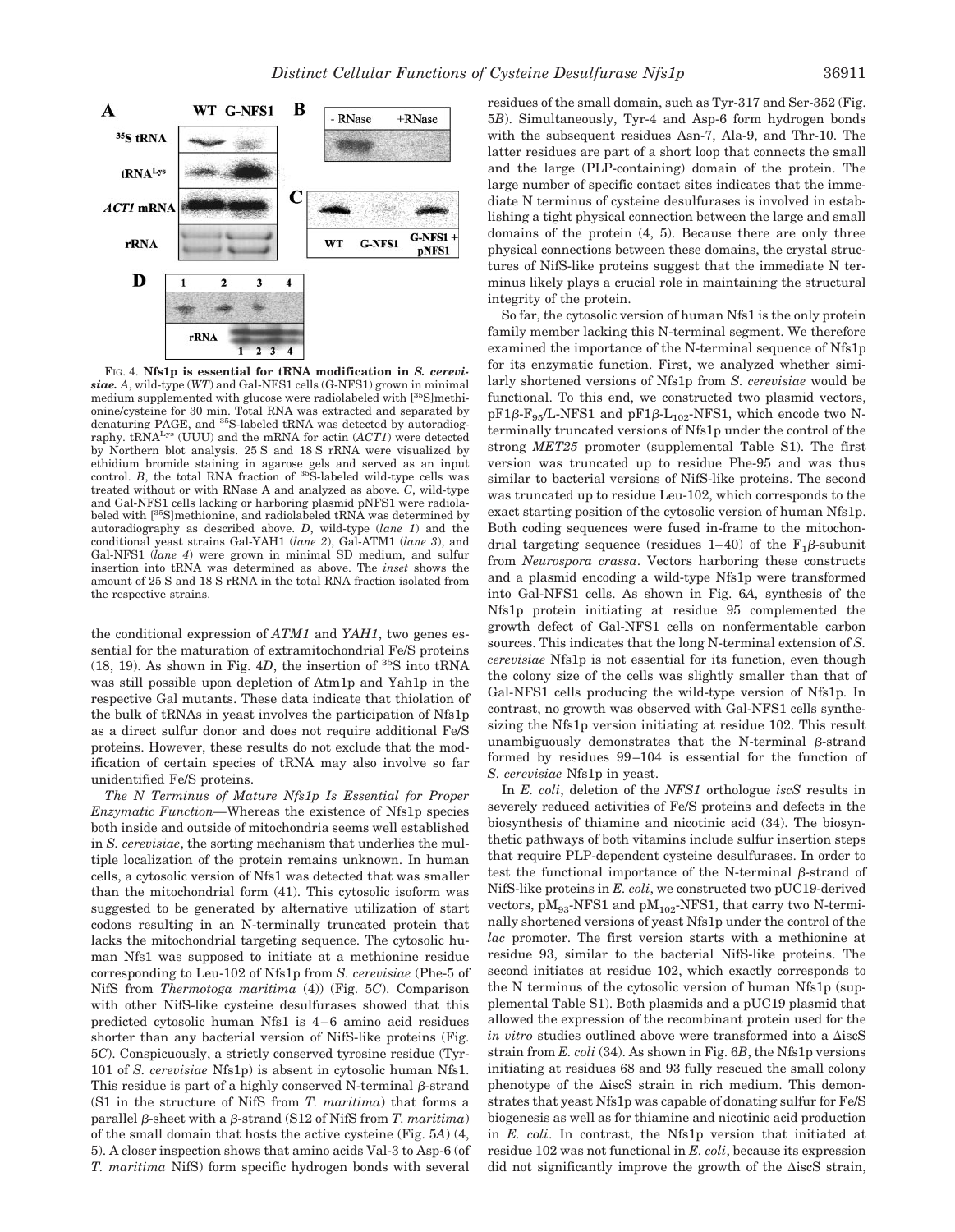FIG. 4. **Nfs1p is essential for tRNA modification in *S. cerevisiae*.** *A*, wild-type (*WT*) and Gal-NFS1 cells (G-NFS1) grown in minimal medium supplemented with glucose were radiolabeled with [$^{35}$S]methionine/cysteine for 30 min. Total RNA was extracted and separated by denaturing PAGE, and $^{35}$S-labeled tRNA was detected by autoradiography. tRNA$^{Lys}$ (UUU) and the mRNA for actin (*ACT1*) were detected by Northern blot analysis. 25 S and 18 S rRNA were visualized by ethidium bromide staining in agarose gels and served as an input control. *B*, the total RNA fraction of $^{35}$S-labeled wild-type cells was treated without or with RNase A and analyzed as above. *C*, wild-type and Gal-NFS1 cells lacking or harboring plasmid pNFS1 were radiolabeled with [$^{35}$S]methionine, and radiolabeled tRNA was determined by autoradiography as described above. *D*, wild-type (*lane 1*) and the conditional yeast strains Gal-YAH1 (*lane 2*), Gal-ATM1 (*lane 3*), and Gal-NFS1 (*lane 4*) were grown in minimal SD medium, and sulfur insertion into tRNA was determined as above. The *inset* shows the amount of 25 S and 18 S rRNA in the total RNA fraction isolated from the respective strains.

the conditional expression of *ATM1* and *YAH1*, two genes essential for the maturation of extramitochondrial Fe/S proteins (18, 19). As shown in Fig. 4*D*, the insertion of $^{35}$S into tRNA was still possible upon depletion of Atm1p and Yah1p in the respective Gal mutants. These data indicate that thiolation of the bulk of tRNAs in yeast involves the participation of Nfs1p as a direct sulfur donor and does not require additional Fe/S proteins. However, these results do not exclude that the modification of certain species of tRNA may also involve so far unidentified Fe/S proteins.

*The N Terminus of Mature Nfs1p Is Essential for Proper Enzymatic Function*—Whereas the existence of Nfs1p species both inside and outside of mitochondria seems well established in *S. cerevisiae*, the sorting mechanism that underlies the multiple localization of the protein remains unknown. In human cells, a cytosolic version of Nfs1 was detected that was smaller than the mitochondrial form (41). This cytosolic isoform was suggested to be generated by alternative utilization of start codons resulting in an N-terminally truncated protein that lacks the mitochondrial targeting sequence. The cytosolic human Nfs1 was supposed to initiate at a methionine residue corresponding to Leu-102 of Nfs1p from *S. cerevisiae* (Phe-5 of NifS from *Thermotoga maritima* (4)) (Fig. 5*C*). Comparison with other NifS-like cysteine desulfurases showed that this predicted cytosolic human Nfs1 is 4–6 amino acid residues shorter than any bacterial version of NifS-like proteins (Fig. 5*C*). Conspicuously, a strictly conserved tyrosine residue (Tyr-101 of *S. cerevisiae* Nfs1p) is absent in cytosolic human Nfs1. This residue is part of a highly conserved N-terminal β-strand (S1 in the structure of NifS from *T. maritima*) that forms a parallel β-sheet with a β-strand (S12 of NifS from *T. maritima*) of the small domain that hosts the active cysteine (Fig. 5*A*) (4, 5). A closer inspection shows that amino acids Val-3 to Asp-6 (of *T. maritima* NifS) form specific hydrogen bonds with several residues of the small domain, such as Tyr-317 and Ser-352 (Fig. 5*B*). Simultaneously, Tyr-4 and Asp-6 form hydrogen bonds with the subsequent residues Asn-7, Ala-9, and Thr-10. The latter residues are part of a short loop that connects the small and the large (PLP-containing) domain of the protein. The large number of specific contact sites indicates that the immediate N terminus of cysteine desulfurases is involved in establishing a tight physical connection between the large and small domains of the protein (4, 5). Because there are only three physical connections between these domains, the crystal structures of NifS-like proteins suggest that the immediate N terminus likely plays a crucial role in maintaining the structural integrity of the protein.

So far, the cytosolic version of human Nfs1 is the only protein family member lacking this N-terminal segment. We therefore examined the importance of the N-terminal sequence of Nfs1p for its enzymatic function. First, we analyzed whether similarly shortened versions of Nfs1p from *S. cerevisiae* would be functional. To this end, we constructed two plasmid vectors, pF1β-F$_{95}$/L-NFS1 and pF1β-L$_{102}$-NFS1, which encode two N-terminally truncated versions of Nfs1p under the control of the strong *MET25* promoter (supplemental Table S1). The first version was truncated up to residue Phe-95 and was thus similar to bacterial versions of NifS-like proteins. The second was truncated up to residue Leu-102, which corresponds to the exact starting position of the cytosolic version of human Nfs1p. Both coding sequences were fused in-frame to the mitochondrial targeting sequence (residues 1–40) of the F$_1$β-subunit from *Neurospora crassa*. Vectors harboring these constructs and a plasmid encoding a wild-type Nfs1p were transformed into Gal-NFS1 cells. As shown in Fig. 6*A,* synthesis of the Nfs1p protein initiating at residue 95 complemented the growth defect of Gal-NFS1 cells on nonfermentable carbon sources. This indicates that the long N-terminal extension of *S. cerevisiae* Nfs1p is not essential for its function, even though the colony size of the cells was slightly smaller than that of Gal-NFS1 cells producing the wild-type version of Nfs1p. In contrast, no growth was observed with Gal-NFS1 cells synthesizing the Nfs1p version initiating at residue 102. This result unambiguously demonstrates that the N-terminal β-strand formed by residues 99–104 is essential for the function of *S. cerevisiae* Nfs1p in yeast.

In *E. coli*, deletion of the *NFS1* orthologue *iscS* results in severely reduced activities of Fe/S proteins and defects in the biosynthesis of thiamine and nicotinic acid (34). The biosynthetic pathways of both vitamins include sulfur insertion steps that require PLP-dependent cysteine desulfurases. In order to test the functional importance of the N-terminal β-strand of NifS-like proteins in *E. coli*, we constructed two pUC19-derived vectors, pM$_{93}$-NFS1 and pM$_{102}$-NFS1, that carry two N-terminally shortened versions of yeast Nfs1p under the control of the *lac* promoter. The first version starts with a methionine at residue 93, similar to the bacterial NifS-like proteins. The second initiates at residue 102, which exactly corresponds to the N terminus of the cytosolic version of human Nfs1p (supplemental Table S1). Both plasmids and a pUC19 plasmid that allowed the expression of the recombinant protein used for the *in vitro* studies outlined above were transformed into a ΔiscS strain from *E. coli* (34). As shown in Fig. 6*B*, the Nfs1p versions initiating at residues 68 and 93 fully rescued the small colony phenotype of the ΔiscS strain in rich medium. This demonstrates that yeast Nfs1p was capable of donating sulfur for Fe/S biogenesis as well as for thiamine and nicotinic acid production in *E. coli*. In contrast, the Nfs1p version that initiated at residue 102 was not functional in *E. coli*, because its expression did not significantly improve the growth of the ΔiscS strain,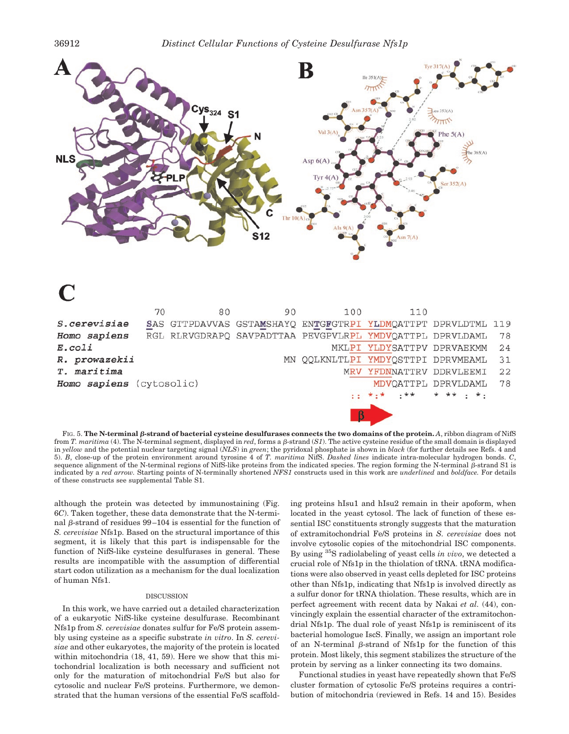**Fig. 5. The N-terminal β-strand of bacterial cysteine desulfurases connects the two domains of the protein.** *A*, ribbon diagram of NifS from *T. maritima* (4). The N-terminal segment, displayed in *red*, forms a β-strand (*S1*). The active cysteine residue of the small domain is displayed in *yellow* and the potential nuclear targeting signal (*NLS*) in *green*; the pyridoxal phosphate is shown in *black* (for further details see Refs. 4 and 5). *B*, close-up of the protein environment around tyrosine 4 of *T. maritima* NifS. *Dashed lines* indicate intra-molecular hydrogen bonds. *C*, sequence alignment of the N-terminal regions of NifS-like proteins from the indicated species. The region forming the N-terminal β-strand S1 is indicated by a *red arrow*. Starting points of N-terminally shortened *NFS1* constructs used in this work are *underlined* and *boldface*. For details of these constructs see supplemental Table S1.

although the protein was detected by immunostaining (Fig. 6*C*). Taken together, these data demonstrate that the N-terminal β-strand of residues 99–104 is essential for the function of *S. cerevisiae* Nfs1p. Based on the structural importance of this segment, it is likely that this part is indispensable for the function of NifS-like cysteine desulfurases in general. These results are incompatible with the assumption of differential start codon utilization as a mechanism for the dual localization of human Nfs1.

## DISCUSSION

In this work, we have carried out a detailed characterization of a eukaryotic NifS-like cysteine desulfurase. Recombinant Nfs1p from *S. cerevisiae* donates sulfur for Fe/S protein assembly using cysteine as a specific substrate *in vitro*. In *S. cerevisiae* and other eukaryotes, the majority of the protein is located within mitochondria (18, 41, 59). Here we show that this mitochondrial localization is both necessary and sufficient not only for the maturation of mitochondrial Fe/S but also for cytosolic and nuclear Fe/S proteins. Furthermore, we demonstrated that the human versions of the essential Fe/S scaffolding proteins hIsu1 and hIsu2 remain in their apoform, when located in the yeast cytosol. The lack of function of these essential ISC constituents strongly suggests that the maturation of extramitochondrial Fe/S proteins in *S. cerevisiae* does not involve cytosolic copies of the mitochondrial ISC components. By using $^{35}S$ radiolabeling of yeast cells *in vivo*, we detected a crucial role of Nfs1p in the thiolation of tRNA. tRNA modifications were also observed in yeast cells depleted for ISC proteins other than Nfs1p, indicating that Nfs1p is involved directly as a sulfur donor for tRNA thiolation. These results, which are in perfect agreement with recent data by Nakai *et al.* (44), convincingly explain the essential character of the extramitochondrial Nfs1p. The dual role of yeast Nfs1p is reminiscent of its bacterial homologue IscS. Finally, we assign an important role of an N-terminal β-strand of Nfs1p for the function of this protein. Most likely, this segment stabilizes the structure of the protein by serving as a linker connecting its two domains.

Functional studies in yeast have repeatedly shown that Fe/S cluster formation of cytosolic Fe/S proteins requires a contribution of mitochondria (reviewed in Refs. 14 and 15). Besides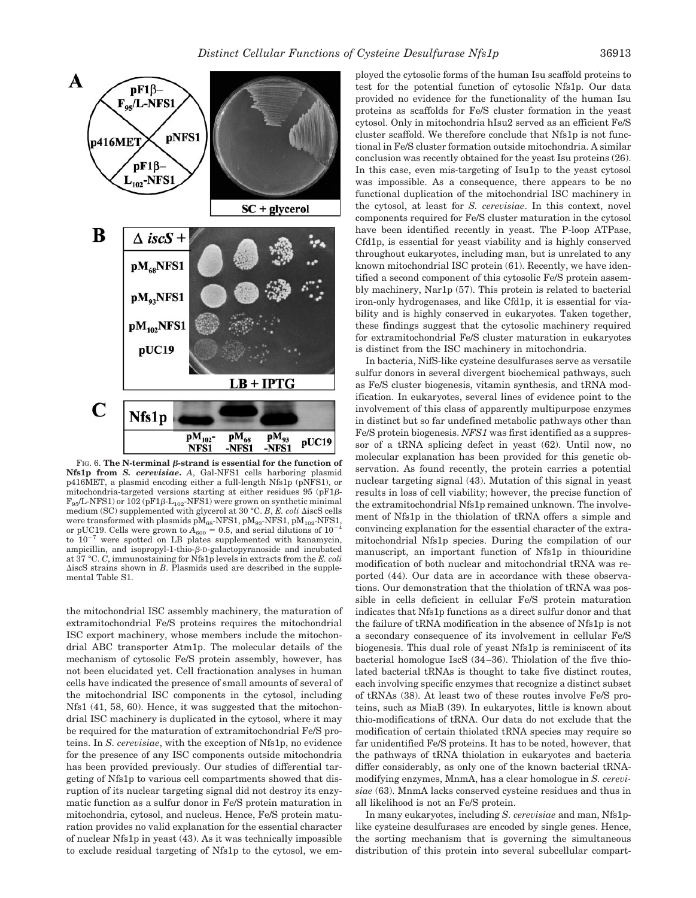FIG. 6. **The N-terminal β-strand is essential for the function of Nfs1p from *S. cerevisiae*.** *A*, Gal-NFS1 cells harboring plasmid p416MET, a plasmid encoding either a full-length Nfs1p (pNFS1), or mitochondria-targeted versions starting at either residues 95 (pF1β-$F_{95}$/L-NFS1) or 102 (pF1β-$L_{102}$-NFS1) were grown on synthetic minimal medium (SC) supplemented with glycerol at 30 °C. *B*, *E. coli* ΔiscS cells were transformed with plasmids $pM_{68}$-NFS1, $pM_{93}$-NFS1, $pM_{102}$-NFS1, or pUC19. Cells were grown to $A_{600}$ = 0.5, and serial dilutions of $10^{-4}$ to $10^{-7}$ were spotted on LB plates supplemented with kanamycin, ampicillin, and isopropyl-1-thio-β-D-galactopyranoside and incubated at 37 °C. *C*, immunostaining for Nfs1p levels in extracts from the *E. coli* ΔiscS strains shown in *B*. Plasmids used are described in the supplemental Table S1.

the mitochondrial ISC assembly machinery, the maturation of extramitochondrial Fe/S proteins requires the mitochondrial ISC export machinery, whose members include the mitochondrial ABC transporter Atm1p. The molecular details of the mechanism of cytosolic Fe/S protein assembly, however, has not been elucidated yet. Cell fractionation analyses in human cells have indicated the presence of small amounts of several of the mitochondrial ISC components in the cytosol, including Nfs1 (41, 58, 60). Hence, it was suggested that the mitochondrial ISC machinery is duplicated in the cytosol, where it may be required for the maturation of extramitochondrial Fe/S proteins. In *S. cerevisiae*, with the exception of Nfs1p, no evidence for the presence of any ISC components outside mitochondria has been provided previously. Our studies of differential targeting of Nfs1p to various cell compartments showed that disruption of its nuclear targeting signal did not destroy its enzymatic function as a sulfur donor in Fe/S protein maturation in mitochondria, cytosol, and nucleus. Hence, Fe/S protein maturation provides no valid explanation for the essential character of nuclear Nfs1p in yeast (43). As it was technically impossible to exclude residual targeting of Nfs1p to the cytosol, we employed the cytosolic forms of the human Isu scaffold proteins to test for the potential function of cytosolic Nfs1p. Our data provided no evidence for the functionality of the human Isu proteins as scaffolds for Fe/S cluster formation in the yeast cytosol. Only in mitochondria hIsu2 served as an efficient Fe/S cluster scaffold. We therefore conclude that Nfs1p is not functional in Fe/S cluster formation outside mitochondria. A similar conclusion was recently obtained for the yeast Isu proteins (26). In this case, even mis-targeting of Isu1p to the yeast cytosol was impossible. As a consequence, there appears to be no functional duplication of the mitochondrial ISC machinery in the cytosol, at least for *S. cerevisiae*. In this context, novel components required for Fe/S cluster maturation in the cytosol have been identified recently in yeast. The P-loop ATPase, Cfd1p, is essential for yeast viability and is highly conserved throughout eukaryotes, including man, but is unrelated to any known mitochondrial ISC protein (61). Recently, we have identified a second component of this cytosolic Fe/S protein assembly machinery, Nar1p (57). This protein is related to bacterial iron-only hydrogenases, and like Cfd1p, it is essential for viability and is highly conserved in eukaryotes. Taken together, these findings suggest that the cytosolic machinery required for extramitochondrial Fe/S cluster maturation in eukaryotes is distinct from the ISC machinery in mitochondria.

In bacteria, NifS-like cysteine desulfurases serve as versatile sulfur donors in several divergent biochemical pathways, such as Fe/S cluster biogenesis, vitamin synthesis, and tRNA modification. In eukaryotes, several lines of evidence point to the involvement of this class of apparently multipurpose enzymes in distinct but so far undefined metabolic pathways other than Fe/S protein biogenesis. *NFS1* was first identified as a suppressor of a tRNA splicing defect in yeast (62). Until now, no molecular explanation has been provided for this genetic observation. As found recently, the protein carries a potential nuclear targeting signal (43). Mutation of this signal in yeast results in loss of cell viability; however, the precise function of the extramitochondrial Nfs1p remained unknown. The involvement of Nfs1p in the thiolation of tRNA offers a simple and convincing explanation for the essential character of the extramitochondrial Nfs1p species. During the compilation of our manuscript, an important function of Nfs1p in thiouridine modification of both nuclear and mitochondrial tRNA was reported (44). Our data are in accordance with these observations. Our demonstration that the thiolation of tRNA was possible in cells deficient in cellular Fe/S protein maturation indicates that Nfs1p functions as a direct sulfur donor and that the failure of tRNA modification in the absence of Nfs1p is not a secondary consequence of its involvement in cellular Fe/S biogenesis. This dual role of yeast Nfs1p is reminiscent of its bacterial homologue IscS (34–36). Thiolation of the five thiolated bacterial tRNAs is thought to take five distinct routes, each involving specific enzymes that recognize a distinct subset of tRNAs (38). At least two of these routes involve Fe/S proteins, such as MiaB (39). In eukaryotes, little is known about thio-modifications of tRNA. Our data do not exclude that the modification of certain thiolated tRNA species may require so far unidentified Fe/S proteins. It has to be noted, however, that the pathways of tRNA thiolation in eukaryotes and bacteria differ considerably, as only one of the known bacterial tRNA-modifying enzymes, MnmA, has a clear homologue in *S. cerevisiae* (63). MnmA lacks conserved cysteine residues and thus in all likelihood is not an Fe/S protein.

In many eukaryotes, including *S. cerevisiae* and man, Nfs1p-like cysteine desulfurases are encoded by single genes. Hence, the sorting mechanism that is governing the simultaneous distribution of this protein into several subcellular compart-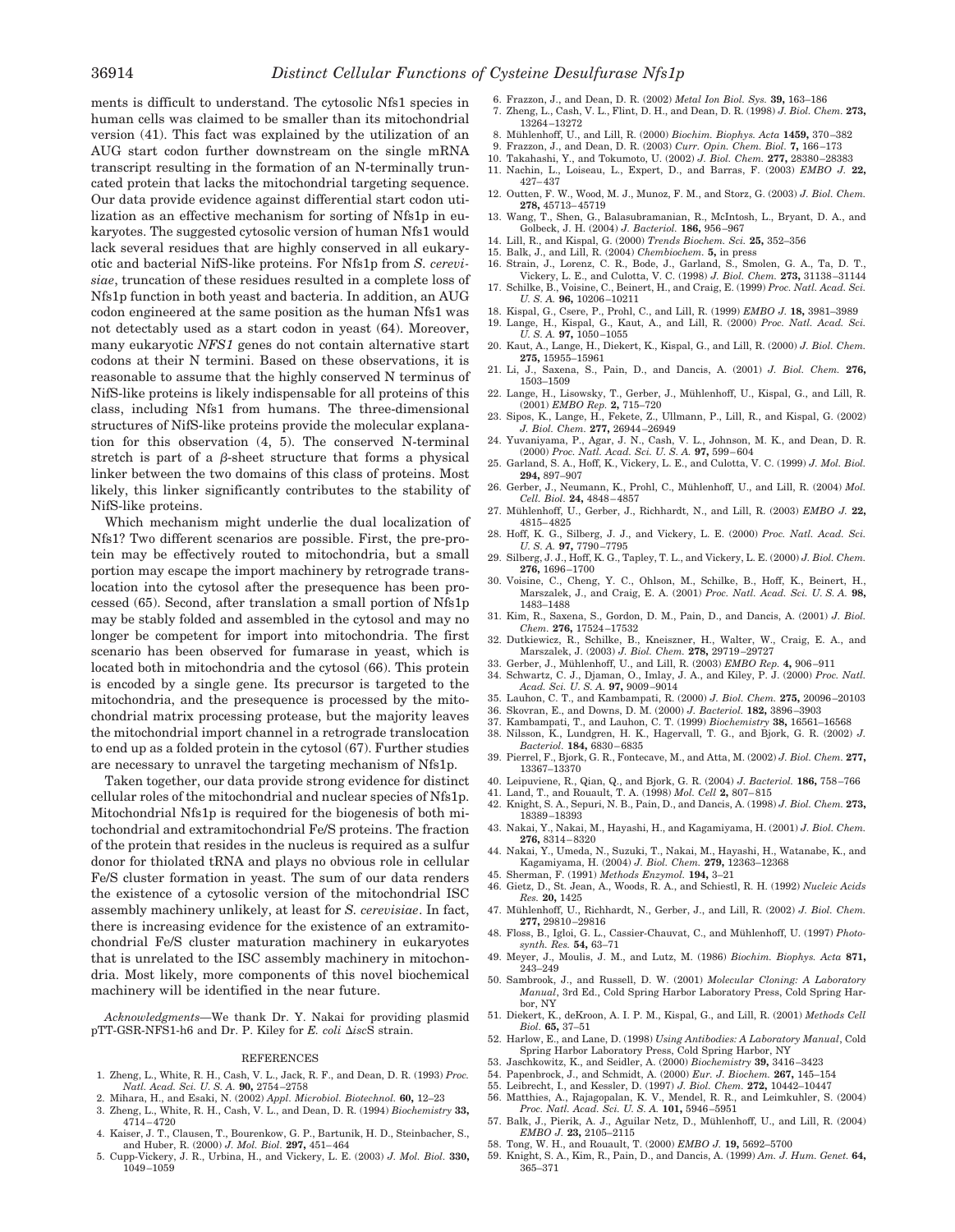ments is difficult to understand. The cytosolic Nfs1 species in human cells was claimed to be smaller than its mitochondrial version (41). This fact was explained by the utilization of an AUG start codon further downstream on the single mRNA transcript resulting in the formation of an N-terminally truncated protein that lacks the mitochondrial targeting sequence. Our data provide evidence against differential start codon utilization as an effective mechanism for sorting of Nfs1p in eukaryotes. The suggested cytosolic version of human Nfs1 would lack several residues that are highly conserved in all eukaryotic and bacterial NifS-like proteins. For Nfs1p from *S. cerevisiae*, truncation of these residues resulted in a complete loss of Nfs1p function in both yeast and bacteria. In addition, an AUG codon engineered at the same position as the human Nfs1 was not detectably used as a start codon in yeast (64). Moreover, many eukaryotic *NFS1* genes do not contain alternative start codons at their N termini. Based on these observations, it is reasonable to assume that the highly conserved N terminus of NifS-like proteins is likely indispensable for all proteins of this class, including Nfs1 from humans. The three-dimensional structures of NifS-like proteins provide the molecular explanation for this observation (4, 5). The conserved N-terminal stretch is part of a β-sheet structure that forms a physical linker between the two domains of this class of proteins. Most likely, this linker significantly contributes to the stability of NifS-like proteins.

Which mechanism might underlie the dual localization of Nfs1? Two different scenarios are possible. First, the pre-protein may be effectively routed to mitochondria, but a small portion may escape the import machinery by retrograde translocation into the cytosol after the presequence has been processed (65). Second, after translation a small portion of Nfs1p may be stably folded and assembled in the cytosol and may no longer be competent for import into mitochondria. The first scenario has been observed for fumarase in yeast, which is located both in mitochondria and the cytosol (66). This protein is encoded by a single gene. Its precursor is targeted to the mitochondria, and the presequence is processed by the mitochondrial matrix processing protease, but the majority leaves the mitochondrial import channel in a retrograde translocation to end up as a folded protein in the cytosol (67). Further studies are necessary to unravel the targeting mechanism of Nfs1p.

Taken together, our data provide strong evidence for distinct cellular roles of the mitochondrial and nuclear species of Nfs1p. Mitochondrial Nfs1p is required for the biogenesis of both mitochondrial and extramitochondrial Fe/S proteins. The fraction of the protein that resides in the nucleus is required as a sulfur donor for thiolated tRNA and plays no obvious role in cellular Fe/S cluster formation in yeast. The sum of our data renders the existence of a cytosolic version of the mitochondrial ISC assembly machinery unlikely, at least for *S. cerevisiae*. In fact, there is increasing evidence for the existence of an extramitochondrial Fe/S cluster maturation machinery in eukaryotes that is unrelated to the ISC assembly machinery in mitochondria. Most likely, more components of this novel biochemical machinery will be identified in the near future.

*Acknowledgments*—We thank Dr. Y. Nakai for providing plasmid pTT-GSR-NFS1-h6 and Dr. P. Kiley for *E. coli* Δ*isc*S strain.

## REFERENCES

1. Zheng, L., White, R. H., Cash, V. L., Jack, R. F., and Dean, D. R. (1993) *Proc. Natl. Acad. Sci. U. S. A.* **90,** 2754–2758
2. Mihara, H., and Esaki, N. (2002) *Appl. Microbiol. Biotechnol.* **60,** 12–23
3. Zheng, L., White, R. H., Cash, V. L., and Dean, D. R. (1994) *Biochemistry* **33,** 4714–4720
4. Kaiser, J. T., Clausen, T., Bourenkow, G. P., Bartunik, H. D., Steinbacher, S., and Huber, R. (2000) *J. Mol. Biol.* **297,** 451–464
5. Cupp-Vickery, J. R., Urbina, H., and Vickery, L. E. (2003) *J. Mol. Biol.* **330,** 1049–1059
6. Frazzon, J., and Dean, D. R. (2002) *Metal Ion Biol. Sys.* **39,** 163–186
7. Zheng, L., Cash, V. L., Flint, D. H., and Dean, D. R. (1998) *J. Biol. Chem.* **273,** 13264–13272
8. Mühlenhoff, U., and Lill, R. (2000) *Biochim. Biophys. Acta* **1459,** 370–382
9. Frazzon, J., and Dean, D. R. (2003) *Curr. Opin. Chem. Biol.* **7,** 166–173
10. Takahashi, Y., and Tokumoto, U. (2002) *J. Biol. Chem.* **277,** 28380–28383
11. Nachin, L., Loiseau, L., Expert, D., and Barras, F. (2003) *EMBO J.* **22,** 427–437
12. Outten, F. W., Wood, M. J., Munoz, F. M., and Storz, G. (2003) *J. Biol. Chem.* **278,** 45713–45719
13. Wang, T., Shen, G., Balasubramanian, R., McIntosh, L., Bryant, D. A., and Golbeck, J. H. (2004) *J. Bacteriol.* **186,** 956–967
14. Lill, R., and Kispal, G. (2000) *Trends Biochem. Sci.* **25,** 352–356
15. Balk, J., and Lill, R. (2004) *Chembiochem.* **5,** in press
16. Strain, J., Lorenz, C. R., Bode, J., Garland, S., Smolen, G. A., Ta, D. T., Vickery, L. E., and Culotta, V. C. (1998) *J. Biol. Chem.* **273,** 31138–31144
17. Schilke, B., Voisine, C., Beinert, H., and Craig, E. (1999) *Proc. Natl. Acad. Sci. U. S. A.* **96,** 10206–10211
18. Kispal, G., Csere, P., Prohl, C., and Lill, R. (1999) *EMBO J.* **18,** 3981–3989
19. Lange, H., Kispal, G., Kaut, A., and Lill, R. (2000) *Proc. Natl. Acad. Sci. U. S. A.* **97,** 1050–1055
20. Kaut, A., Lange, H., Diekert, K., Kispal, G., and Lill, R. (2000) *J. Biol. Chem.* **275,** 15955–15961
21. Li, J., Saxena, S., Pain, D., and Dancis, A. (2001) *J. Biol. Chem.* **276,** 1503–1509
22. Lange, H., Lisowsky, T., Gerber, J., Mühlenhoff, U., Kispal, G., and Lill, R. (2001) *EMBO Rep.* **2,** 715–720
23. Sipos, K., Lange, H., Fekete, Z., Ullmann, P., Lill, R., and Kispal, G. (2002) *J. Biol. Chem.* **277,** 26944–26949
24. Yuvaniyama, P., Agar, J. N., Cash, V. L., Johnson, M. K., and Dean, D. R. (2000) *Proc. Natl. Acad. Sci. U. S. A.* **97,** 599–604
25. Garland, S. A., Hoff, K., Vickery, L. E., and Culotta, V. C. (1999) *J. Mol. Biol.* **294,** 897–907
26. Gerber, J., Neumann, K., Prohl, C., Mühlenhoff, U., and Lill, R. (2004) *Mol. Cell. Biol.* **24,** 4848–4857
27. Mühlenhoff, U., Gerber, J., Richhardt, N., and Lill, R. (2003) *EMBO J.* **22,** 4815–4825
28. Hoff, K. G., Silberg, J. J., and Vickery, L. E. (2000) *Proc. Natl. Acad. Sci. U. S. A.* **97,** 7790–7795
29. Silberg, J. J., Hoff, K. G., Tapley, T. L., and Vickery, L. E. (2000) *J. Biol. Chem.* **276,** 1696–1700
30. Voisine, C., Cheng, Y. C., Ohlson, M., Schilke, B., Hoff, K., Beinert, H., Marszalek, J., and Craig, E. A. (2001) *Proc. Natl. Acad. Sci. U. S. A.* **98,** 1483–1488
31. Kim, R., Saxena, S., Gordon, D. M., Pain, D., and Dancis, A. (2001) *J. Biol. Chem.* **276,** 17524–17532
32. Dutkiewicz, R., Schilke, B., Kneiszner, H., Walter, W., Craig, E. A., and Marszalek, J. (2003) *J. Biol. Chem.* **278,** 29719–29727
33. Gerber, J., Mühlenhoff, U., and Lill, R. (2003) *EMBO Rep.* **4,** 906–911
34. Schwartz, C. J., Djaman, O., Imlay, J. A., and Kiley, P. J. (2000) *Proc. Natl. Acad. Sci. U. S. A.* **97,** 9009–9014
35. Lauhon, C. T., and Kambampati, R. (2000) *J. Biol. Chem.* **275,** 20096–20103
36. Skovran, E., and Downs, D. M. (2000) *J. Bacteriol.* **182,** 3896–3903
37. Kambampati, T., and Lauhon, C. T. (1999) *Biochemistry* **38,** 16561–16568
38. Nilsson, K., Lundgren, H. K., Hagervall, T. G., and Bjork, G. R. (2002) *J. Bacteriol.* **184,** 6830–6835
39. Pierrel, F., Bjork, G. R., Fontecave, M., and Atta, M. (2002) *J. Biol. Chem.* **277,** 13367–13370
40. Leipuviene, R., Qian, Q., and Bjork, G. R. (2004) *J. Bacteriol.* **186,** 758–766
41. Land, T., and Rouault, T. A. (1998) *Mol. Cell* **2,** 807–815
42. Knight, S. A., Sepuri, N. B., Pain, D., and Dancis, A. (1998) *J. Biol. Chem.* **273,** 18389–18393
43. Nakai, Y., Nakai, M., Hayashi, H., and Kagamiyama, H. (2001) *J. Biol. Chem.* **276,** 8314–8320
44. Nakai, Y., Umeda, N., Suzuki, T., Nakai, M., Hayashi, H., Watanabe, K., and Kagamiyama, H. (2004) *J. Biol. Chem.* **279,** 12363–12368
45. Sherman, F. (1991) *Methods Enzymol.* **194,** 3–21
46. Gietz, D., St. Jean, A., Woods, R. A., and Schiestl, R. H. (1992) *Nucleic Acids Res.* **20,** 1425
47. Mühlenhoff, U., Richhardt, N., Gerber, J., and Lill, R. (2002) *J. Biol. Chem.* **277,** 29810–29816
48. Floss, B., Igloi, G. L., Cassier-Chauvat, C., and Mühlenhoff, U. (1997) *Photosynth. Res.* **54,** 63–71
49. Meyer, J., Moulis, J. M., and Lutz, M. (1986) *Biochim. Biophys. Acta* **871,** 243–249
50. Sambrook, J., and Russell, D. W. (2001) *Molecular Cloning: A Laboratory Manual*, 3rd Ed., Cold Spring Harbor Laboratory Press, Cold Spring Harbor, NY
51. Diekert, K., deKroon, A. I. P. M., Kispal, G., and Lill, R. (2001) *Methods Cell Biol.* **65,** 37–51
52. Harlow, E., and Lane, D. (1998) *Using Antibodies: A Laboratory Manual*, Cold Spring Harbor Laboratory Press, Cold Spring Harbor, NY
53. Jaschkowitz, K., and Seidler, A. (2000) *Biochemistry* **39,** 3416–3423
54. Papenbrock, J., and Schmidt, A. (2000) *Eur. J. Biochem.* **267,** 145–154
55. Leibrecht, I., and Kessler, D. (1997) *J. Biol. Chem.* **272,** 10442–10447
56. Matthies, A., Rajagopalan, K. V., Mendel, R. R., and Leimkuhler, S. (2004) *Proc. Natl. Acad. Sci. U. S. A.* **101,** 5946–5951
57. Balk, J., Pierik, A. J., Aguilar Netz, D., Mühlenhoff, U., and Lill, R. (2004) *EMBO J.* **23,** 2105–2115
58. Tong, W. H., and Rouault, T. (2000) *EMBO J.* **19,** 5692–5700
59. Knight, S. A., Kim, R., Pain, D., and Dancis, A. (1999) *Am. J. Hum. Genet.* **64,** 365–371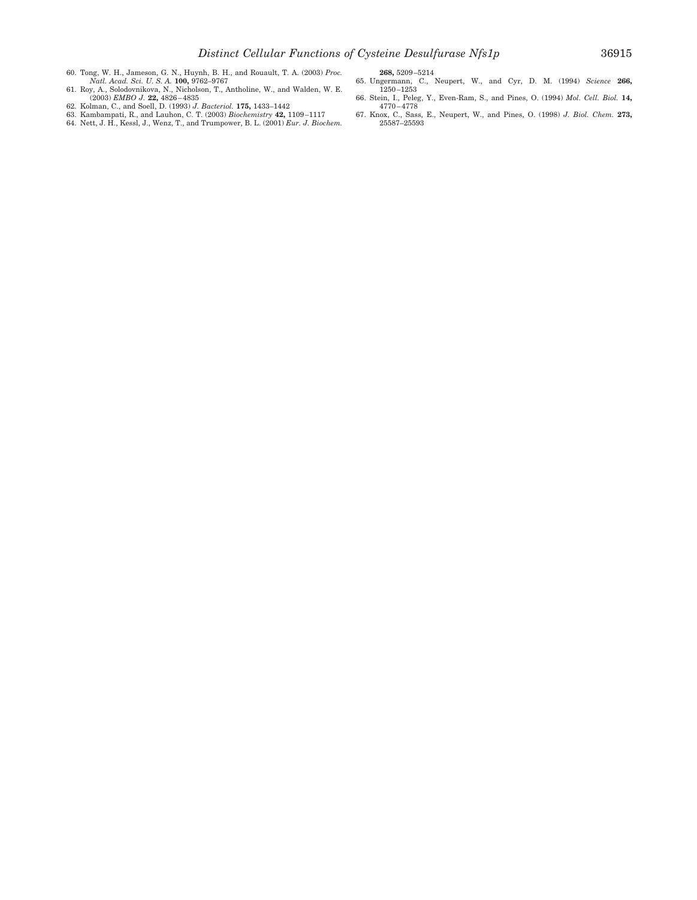60. Tong, W. H., Jameson, G. N., Huynh, B. H., and Rouault, T. A. (2003) *Proc. Natl. Acad. Sci. U. S. A.* **100,** 9762–9767
61. Roy, A., Solodovnikova, N., Nicholson, T., Antholine, W., and Walden, W. E. (2003) *EMBO J.* **22,** 4826–4835
62. Kolman, C., and Soell, D. (1993) *J. Bacteriol.* **175,** 1433–1442
63. Kambampati, R., and Lauhon, C. T. (2003) *Biochemistry* **42,** 1109–1117
64. Nett, J. H., Kessl, J., Wenz, T., and Trumpower, B. L. (2001) *Eur. J. Biochem.* **268,** 5209–5214
65. Ungermann, C., Neupert, W., and Cyr, D. M. (1994) *Science* **266,** 1250–1253
66. Stein, I., Peleg, Y., Even-Ram, S., and Pines, O. (1994) *Mol. Cell. Biol.* **14,** 4770–4778
67. Knox, C., Sass, E., Neupert, W., and Pines, O. (1998) *J. Biol. Chem.* **273,** 25587–25593